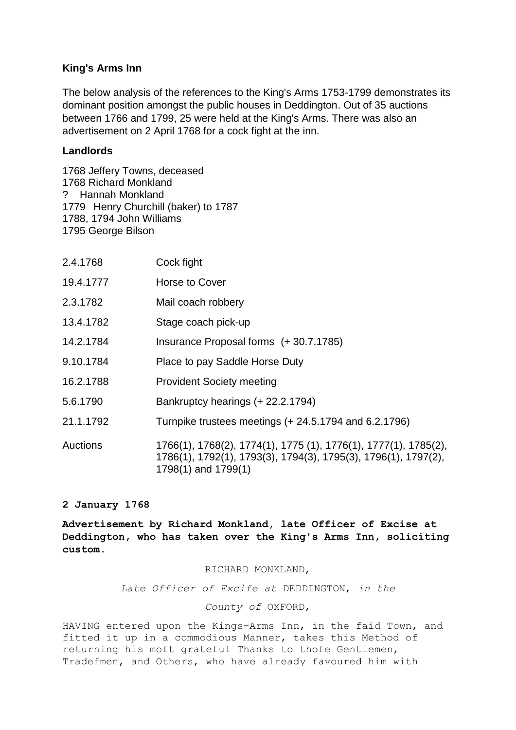**King's Arms Inn**

The below analysis of the references to the King's Arms 1753-1799 demonstrates its dominant position amongst the public houses in Deddington. Out of 35 auctions between 1766 and 1799, 25 were held at the King's Arms. There was also an advertisement on 2 April 1768 for a cock fight at the inn.

**Landlords**

1768 Jeffery Towns, deceased
1768 Richard Monkland
? Hannah Monkland
1779 Henry Churchill (baker) to 1787
1788, 1794 John Williams
1795 George Bilson

| | |
|---|---|
| 2.4.1768 | Cock fight |
| 19.4.1777 | Horse to Cover |
| 2.3.1782 | Mail coach robbery |
| 13.4.1782 | Stage coach pick-up |
| 14.2.1784 | Insurance Proposal forms (+ 30.7.1785) |
| 9.10.1784 | Place to pay Saddle Horse Duty |
| 16.2.1788 | Provident Society meeting |
| 5.6.1790 | Bankruptcy hearings (+ 22.2.1794) |
| 21.1.1792 | Turnpike trustees meetings (+ 24.5.1794 and 6.2.1796) |
| Auctions | 1766(1), 1768(2), 1774(1), 1775 (1), 1776(1), 1777(1), 1785(2), 1786(1), 1792(1), 1793(3), 1794(3), 1795(3), 1796(1), 1797(2), 1798(1) and 1799(1) |

**2 January 1768**

**Advertisement by Richard Monkland, late Officer of Excise at Deddington, who has taken over the King's Arms Inn, soliciting custom.**

RICHARD MONKLAND,

*Late Officer of Excife at* DEDDINGTON, *in the*

*County of* OXFORD,

HAVING entered upon the Kings-Arms Inn, in the faid Town, and fitted it up in a commodious Manner, takes this Method of returning his moft grateful Thanks to thofe Gentlemen, Tradefmen, and Others, who have already favoured him with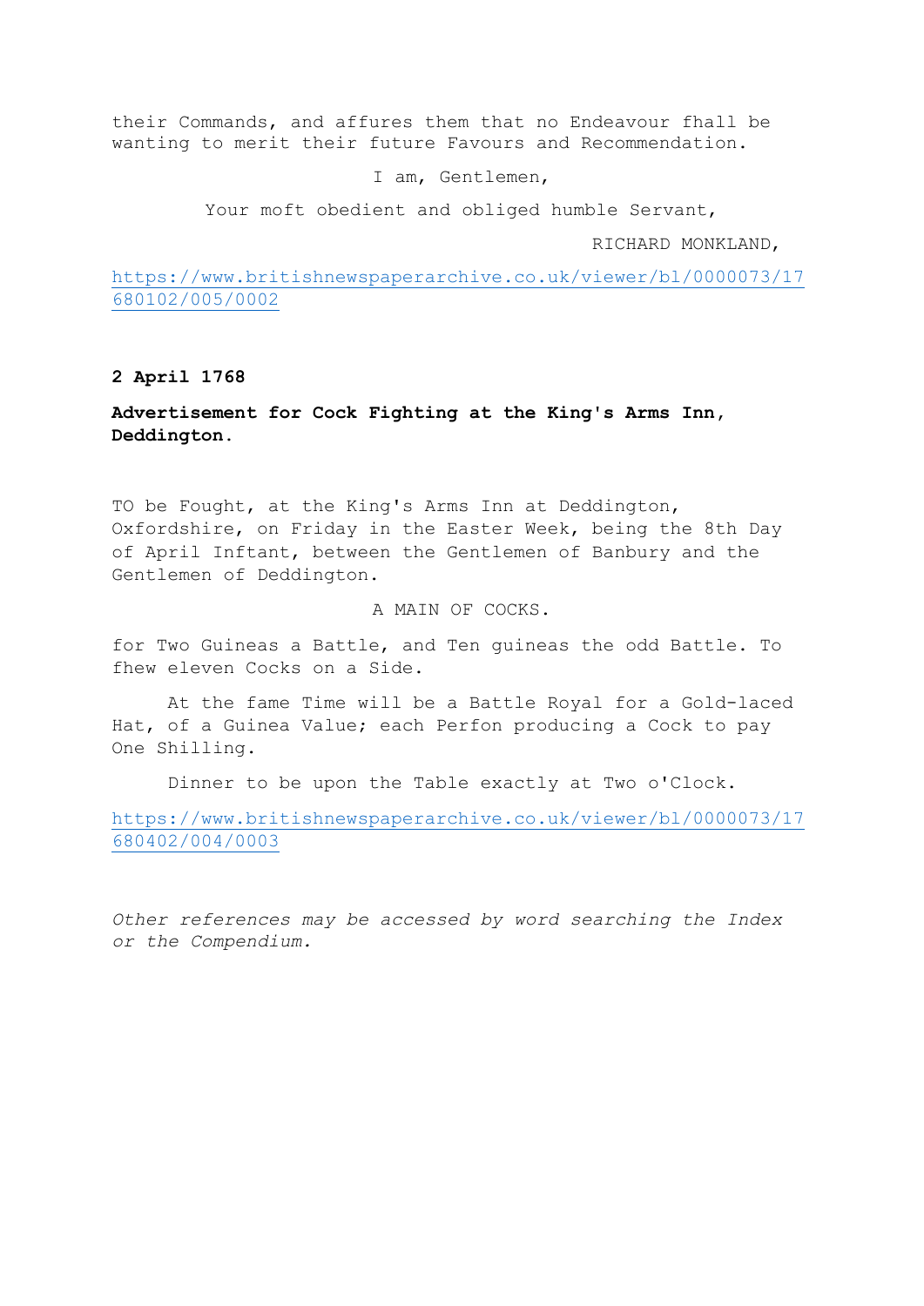their Commands, and affures them that no Endeavour fhall be wanting to merit their future Favours and Recommendation.

I am, Gentlemen,

Your moft obedient and obliged humble Servant,

RICHARD MONKLAND,

https://www.britishnewspaperarchive.co.uk/viewer/bl/0000073/17680102/005/0002

**2 April 1768**

**Advertisement for Cock Fighting at the King's Arms Inn, Deddington.**

TO be Fought, at the King's Arms Inn at Deddington, Oxfordshire, on Friday in the Easter Week, being the 8th Day of April Inftant, between the Gentlemen of Banbury and the Gentlemen of Deddington.

A MAIN OF COCKS.

for Two Guineas a Battle, and Ten guineas the odd Battle. To fhew eleven Cocks on a Side.

At the fame Time will be a Battle Royal for a Gold-laced Hat, of a Guinea Value; each Perfon producing a Cock to pay One Shilling.

Dinner to be upon the Table exactly at Two o'Clock.

https://www.britishnewspaperarchive.co.uk/viewer/bl/0000073/17680402/004/0003

*Other references may be accessed by word searching the Index or the Compendium.*